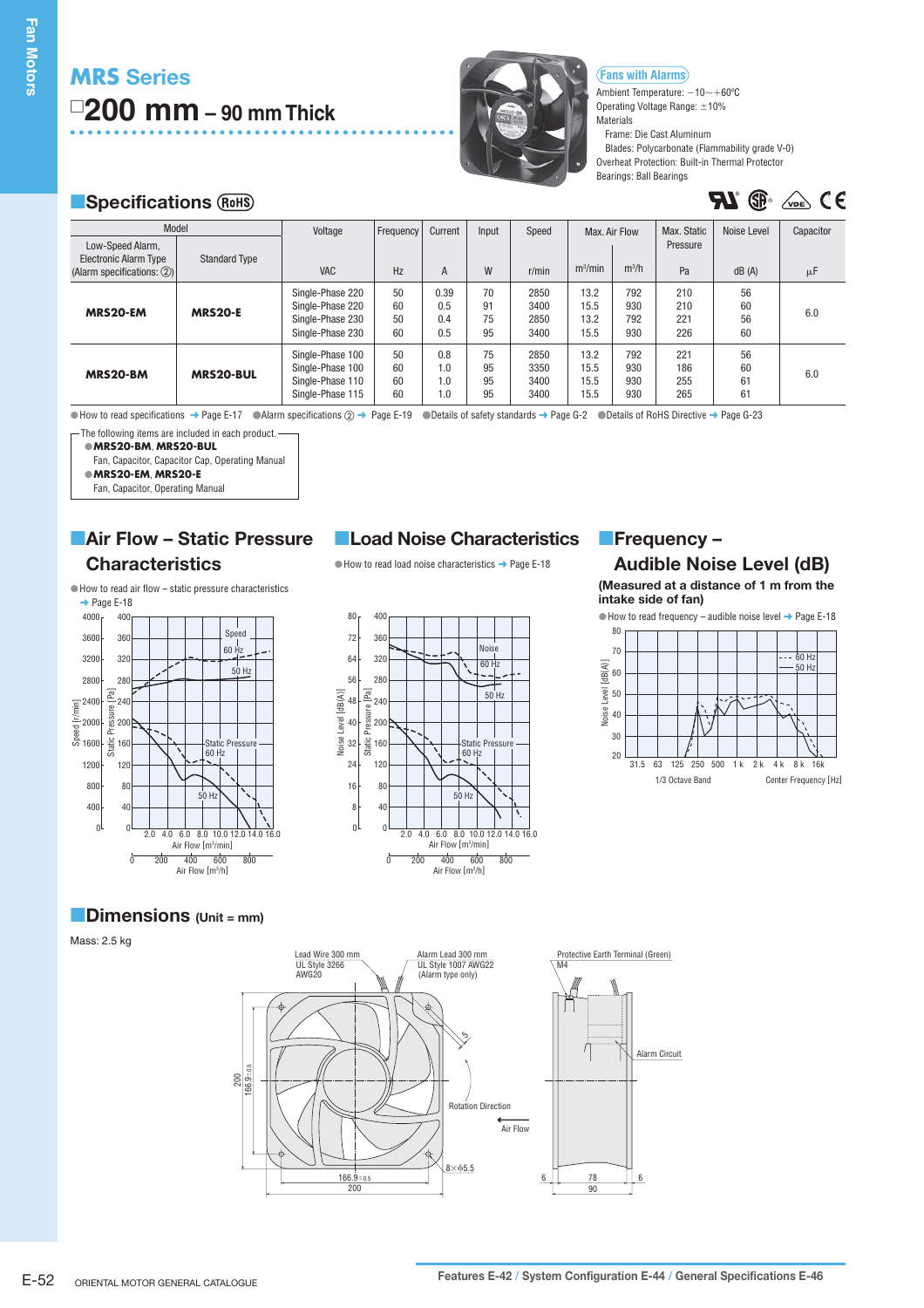# MRS Series

## □200 mm – 90 mm Thick

**Fans with Alarms**

Ambient Temperature: −10～+60℃
Operating Voltage Range: ±10%
Materials
  Frame: Die Cast Aluminum
  Blades: Polycarbonate (Flammability grade V-0)
Overheat Protection: Built-in Thermal Protector
Bearings: Ball Bearings

## Specifications (RoHS)

| Model | | Voltage | Frequency | Current | Input | Speed | Max. Air Flow | | Max. Static Pressure | Noise Level | Capacitor |
|---|---|---|---|---|---|---|---|---|---|---|---|
| Low-Speed Alarm, Electronic Alarm Type (Alarm specifications: ②) | Standard Type | VAC | Hz | A | W | r/min | m³/min | m³/h | Pa | dB (A) | μF |
| **MRS20-EM** | **MRS20-E** | Single-Phase 220 | 50 | 0.39 | 70 | 2850 | 13.2 | 792 | 210 | 56 | 6.0 |
| | | Single-Phase 220 | 60 | 0.5 | 91 | 3400 | 15.5 | 930 | 210 | 60 | |
| | | Single-Phase 230 | 50 | 0.4 | 75 | 2850 | 13.2 | 792 | 221 | 56 | |
| | | Single-Phase 230 | 60 | 0.5 | 95 | 3400 | 15.5 | 930 | 226 | 60 | |
| **MRS20-BM** | **MRS20-BUL** | Single-Phase 100 | 50 | 0.8 | 75 | 2850 | 13.2 | 792 | 221 | 56 | 6.0 |
| | | Single-Phase 100 | 60 | 1.0 | 95 | 3350 | 15.5 | 930 | 186 | 60 | |
| | | Single-Phase 110 | 60 | 1.0 | 95 | 3400 | 15.5 | 930 | 255 | 61 | |
| | | Single-Phase 115 | 60 | 1.0 | 95 | 3400 | 15.5 | 930 | 265 | 61 | |

●How to read specifications ➜ Page E-17 ●Alarm specifications ② ➜ Page E-19 ●Details of safety standards ➜ Page G-2 ●Details of RoHS Directive ➜ Page G-23

The following items are included in each product.
- **MRS20-BM**, **MRS20-BUL**
  Fan, Capacitor, Capacitor Cap, Operating Manual
- **MRS20-EM**, **MRS20-E**
  Fan, Capacitor, Operating Manual

## Air Flow – Static Pressure Characteristics

●How to read air flow – static pressure characteristics ➜ Page E-18

## Load Noise Characteristics

●How to read load noise characteristics ➜ Page E-18

## Frequency – Audible Noise Level (dB)

**(Measured at a distance of 1 m from the intake side of fan)**

●How to read frequency – audible noise level ➜ Page E-18

## Dimensions (Unit = mm)

Mass: 2.5 kg

Features E-42 / System Configuration E-44 / General Specifications E-46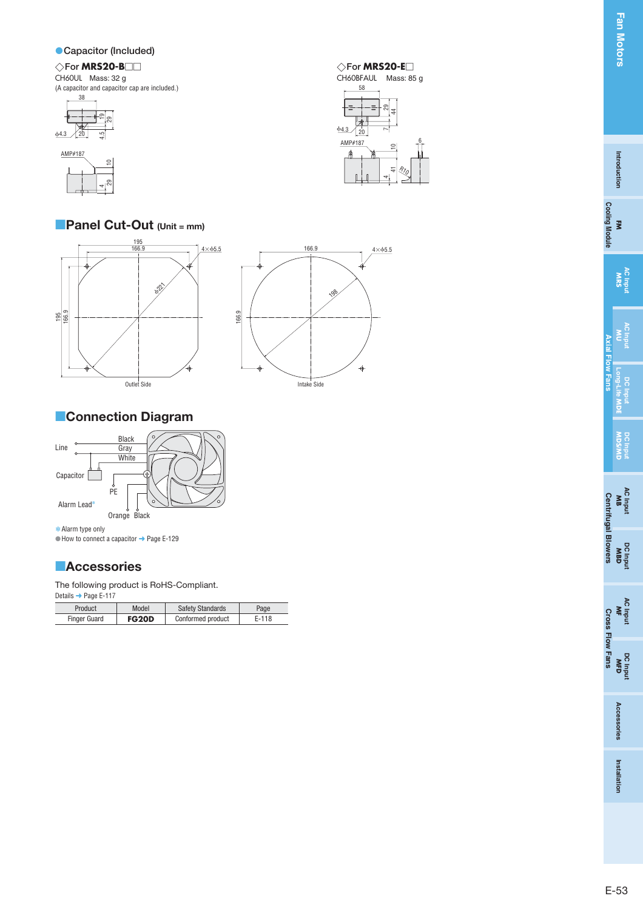## Capacitor (Included)

◇For **MRS20-B□□**

CH60UL Mass: 32 g

(A capacitor and capacitor cap are included.)

◇For **MRS20-E□**

CH60BFAUL Mass: 85 g

## Panel Cut-Out (Unit = mm)

Outlet Side

Intake Side

## Connection Diagram

Line — Black, Gray, White

Capacitor

PE

Alarm Lead* — Orange, Black

*Alarm type only

● How to connect a capacitor ➜ Page E-129

## Accessories

The following product is RoHS-Compliant.

Details ➜ Page E-117

| Product | Model | Safety Standards | Page |
|---|---|---|---|
| Finger Guard | **FG20D** | Conformed product | E-118 |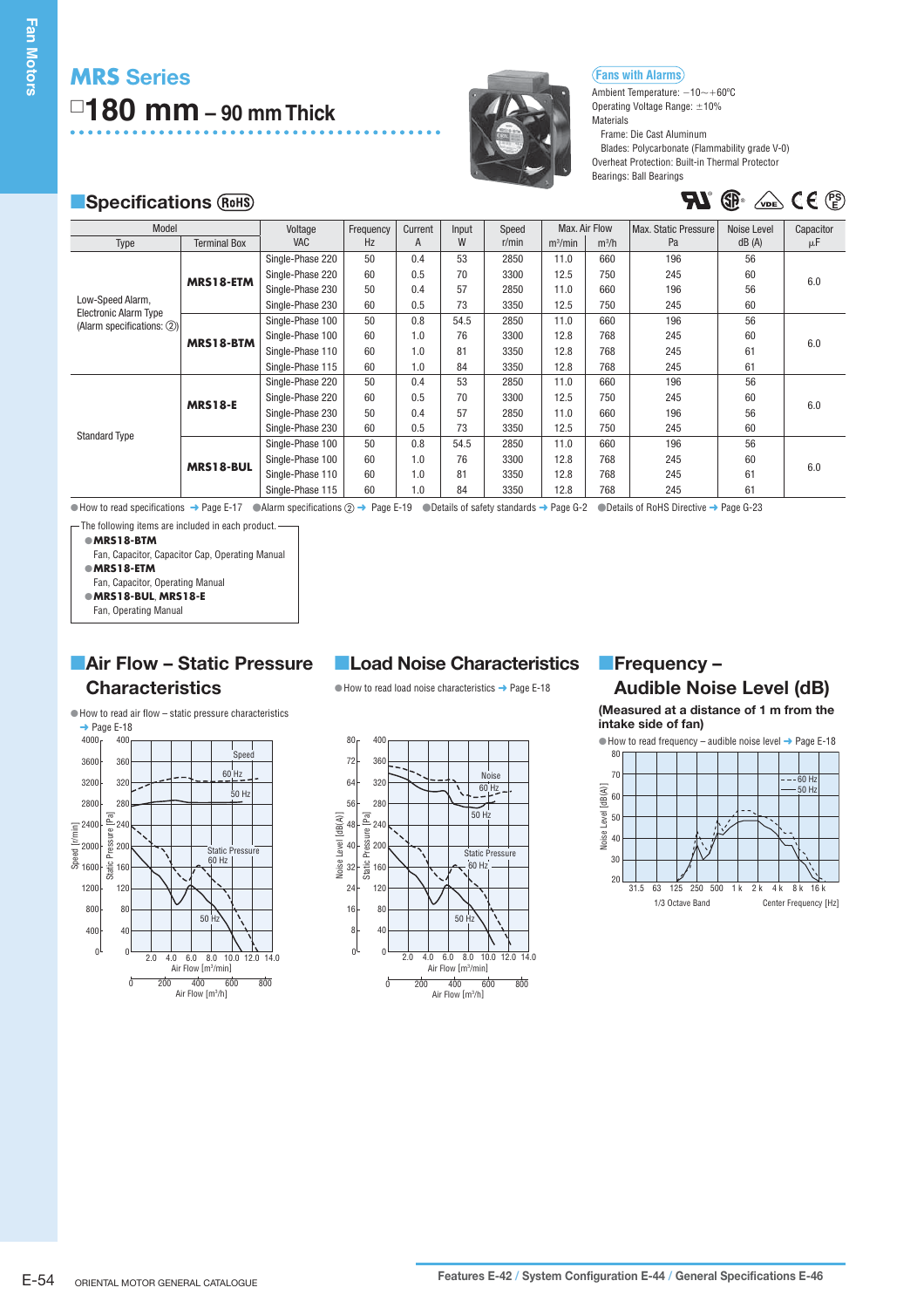# MRS Series

## □180 mm – 90 mm Thick

**Fans with Alarms**

Ambient Temperature: −10～+60ºC
Operating Voltage Range: ±10%
Materials
 Frame: Die Cast Aluminum
 Blades: Polycarbonate (Flammability grade V-0)
Overheat Protection: Built-in Thermal Protector
Bearings: Ball Bearings

## Specifications (RoHS)

| Model | | Voltage VAC | Frequency Hz | Current A | Input W | Speed r/min | Max. Air Flow | | Max. Static Pressure Pa | Noise Level dB (A) | Capacitor μF |
|---|---|---|---|---|---|---|---|---|---|---|---|
| Type | Terminal Box | | | | | | m³/min | m³/h | | | |
| Low-Speed Alarm, Electronic Alarm Type (Alarm specifications: ②) | **MRS18-ETM** | Single-Phase 220 | 50 | 0.4 | 53 | 2850 | 11.0 | 660 | 196 | 56 | 6.0 |
| | | Single-Phase 220 | 60 | 0.5 | 70 | 3300 | 12.5 | 750 | 245 | 60 | |
| | | Single-Phase 230 | 50 | 0.4 | 57 | 2850 | 11.0 | 660 | 196 | 56 | |
| | | Single-Phase 230 | 60 | 0.5 | 73 | 3350 | 12.5 | 750 | 245 | 60 | |
| | **MRS18-BTM** | Single-Phase 100 | 50 | 0.8 | 54.5 | 2850 | 11.0 | 660 | 196 | 56 | 6.0 |
| | | Single-Phase 100 | 60 | 1.0 | 76 | 3300 | 12.8 | 768 | 245 | 60 | |
| | | Single-Phase 110 | 60 | 1.0 | 81 | 3350 | 12.8 | 768 | 245 | 61 | |
| | | Single-Phase 115 | 60 | 1.0 | 84 | 3350 | 12.8 | 768 | 245 | 61 | |
| Standard Type | **MRS18-E** | Single-Phase 220 | 50 | 0.4 | 53 | 2850 | 11.0 | 660 | 196 | 56 | 6.0 |
| | | Single-Phase 220 | 60 | 0.5 | 70 | 3300 | 12.5 | 750 | 245 | 60 | |
| | | Single-Phase 230 | 50 | 0.4 | 57 | 2850 | 11.0 | 660 | 196 | 56 | |
| | | Single-Phase 230 | 60 | 0.5 | 73 | 3350 | 12.5 | 750 | 245 | 60 | |
| | **MRS18-BUL** | Single-Phase 100 | 50 | 0.8 | 54.5 | 2850 | 11.0 | 660 | 196 | 56 | 6.0 |
| | | Single-Phase 100 | 60 | 1.0 | 76 | 3300 | 12.8 | 768 | 245 | 60 | |
| | | Single-Phase 110 | 60 | 1.0 | 81 | 3350 | 12.8 | 768 | 245 | 61 | |
| | | Single-Phase 115 | 60 | 1.0 | 84 | 3350 | 12.8 | 768 | 245 | 61 | |

●How to read specifications ➜ Page E-17 ●Alarm specifications ② ➜ Page E-19 ●Details of safety standards ➜ Page G-2 ●Details of RoHS Directive ➜ Page G-23

The following items are included in each product.
- **MRS18-BTM**
  Fan, Capacitor, Capacitor Cap, Operating Manual
- **MRS18-ETM**
  Fan, Capacitor, Operating Manual
- **MRS18-BUL**, **MRS18-E**
  Fan, Operating Manual

## Air Flow – Static Pressure Characteristics

●How to read air flow – static pressure characteristics ➜ Page E-18

## Load Noise Characteristics

●How to read load noise characteristics ➜ Page E-18

## Frequency – Audible Noise Level (dB)

**(Measured at a distance of 1 m from the intake side of fan)**

●How to read frequency – audible noise level ➜ Page E-18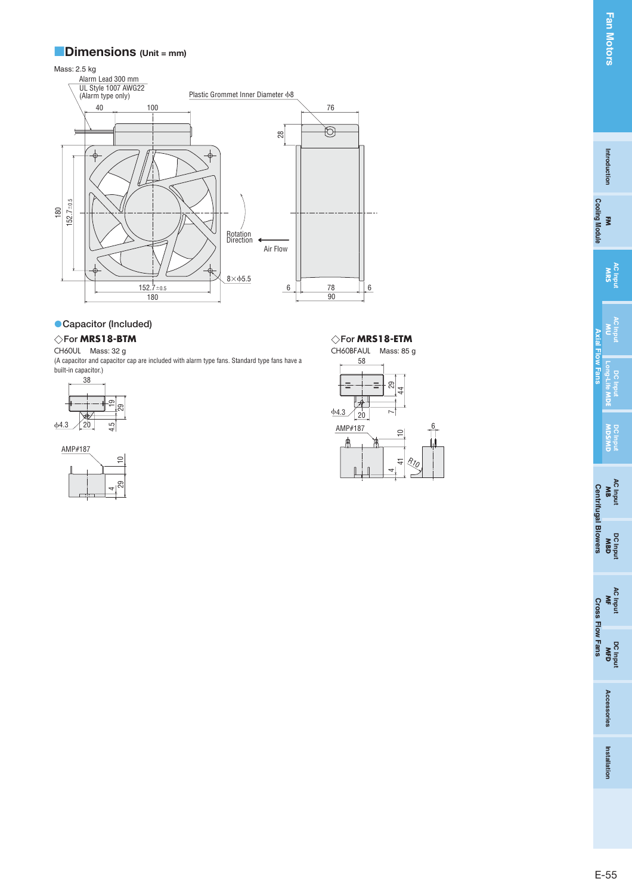## Dimensions (Unit = mm)

Mass: 2.5 kg

Alarm Lead 300 mm
UL Style 1007 AWG22
(Alarm type only)

Plastic Grommet Inner Diameter ϕ8

40　100　76　28

180　$152.7^{\pm0.5}$

Rotation Direction

Air Flow

8×ϕ5.5

$152.7^{\pm0.5}$
180

6　78　6
90

### ●Capacitor (Included)

#### ◇For **MRS18-BTM**

CH60UL　Mass: 32 g

(A capacitor and capacitor cap are included with alarm type fans. Standard type fans have a built-in capacitor.)

38　19　29　ϕ4.3　20　4.5

AMP#187　10　4　29

#### ◇For **MRS18-ETM**

CH60BFAUL　Mass: 85 g

58　29　44　ϕ4.3　20　7

AMP#187　10　6　41　4　R10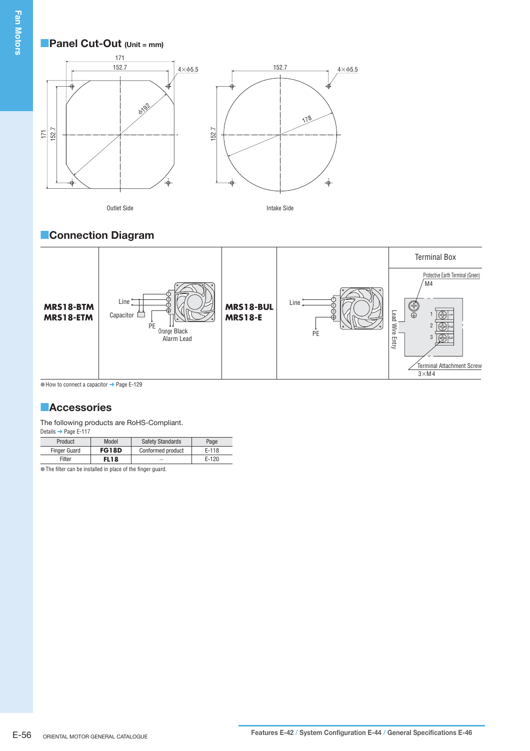## Panel Cut-Out (Unit = mm)

Outlet Side

Intake Side

## Connection Diagram

| MRS18-BTM<br>MRS18-ETM | Line<br>Capacitor<br>PE<br>Orange Black<br>Alarm Lead | MRS18-BUL<br>MRS18-E | Line<br>PE | Terminal Box<br>Protective Earth Terminal (Green) M4<br>Lead Wire Entry<br>Terminal Attachment Screw 3×M4 |
|---|---|---|---|---|

● How to connect a capacitor ➜ Page E-129

## Accessories

The following products are RoHS-Compliant.

Details ➜ Page E-117

| Product | Model | Safety Standards | Page |
|---|---|---|---|
| Finger Guard | **FG18D** | Conformed product | E-118 |
| Filter | **FL18** | – | E-120 |

● The filter can be installed in place of the finger guard.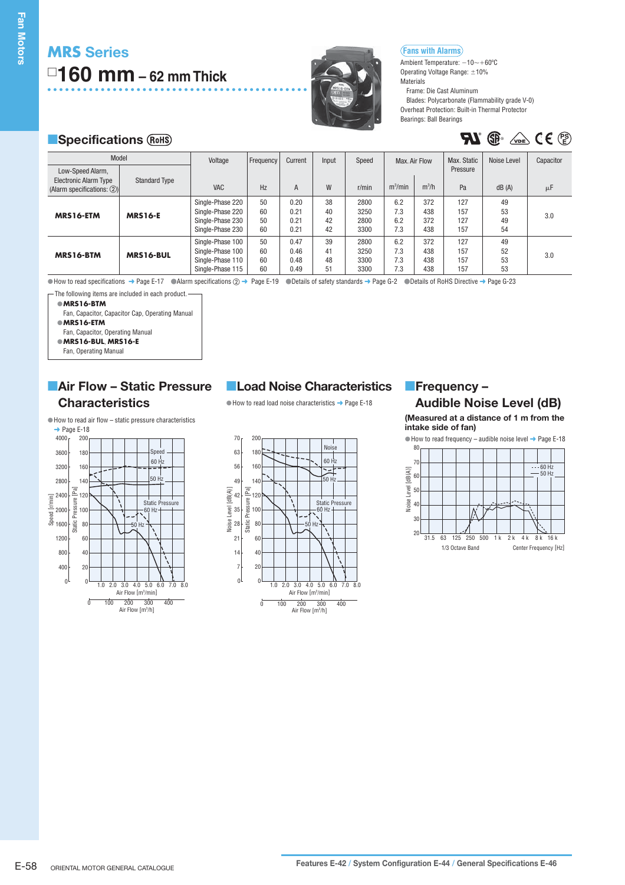# MRS Series

## □160 mm – 62 mm Thick

**Fans with Alarms**

Ambient Temperature: −10～+60ºC
Operating Voltage Range: ±10%
Materials
Frame: Die Cast Aluminum
Blades: Polycarbonate (Flammability grade V-0)
Overheat Protection: Built-in Thermal Protector
Bearings: Ball Bearings

## Specifications RoHS

| Model | | Voltage | Frequency | Current | Input | Speed | Max. Air Flow | | Max. Static Pressure | Noise Level | Capacitor |
|---|---|---|---|---|---|---|---|---|---|---|---|
| Low-Speed Alarm, Electronic Alarm Type (Alarm specifications: ②) | Standard Type | VAC | Hz | A | W | r/min | m³/min | m³/h | Pa | dB (A) | μF |
| **MRS16-ETM** | **MRS16-E** | Single-Phase 220 | 50 | 0.20 | 38 | 2800 | 6.2 | 372 | 127 | 49 | 3.0 |
| | | Single-Phase 220 | 60 | 0.21 | 40 | 3250 | 7.3 | 438 | 157 | 53 | |
| | | Single-Phase 230 | 50 | 0.21 | 42 | 2800 | 6.2 | 372 | 127 | 49 | |
| | | Single-Phase 230 | 60 | 0.21 | 42 | 3300 | 7.3 | 438 | 157 | 54 | |
| **MRS16-BTM** | **MRS16-BUL** | Single-Phase 100 | 50 | 0.47 | 39 | 2800 | 6.2 | 372 | 127 | 49 | 3.0 |
| | | Single-Phase 100 | 60 | 0.46 | 41 | 3250 | 7.3 | 438 | 157 | 52 | |
| | | Single-Phase 110 | 60 | 0.48 | 48 | 3300 | 7.3 | 438 | 157 | 53 | |
| | | Single-Phase 115 | 60 | 0.49 | 51 | 3300 | 7.3 | 438 | 157 | 53 | |

● How to read specifications ➜ Page E-17 ● Alarm specifications ② ➜ Page E-19 ● Details of safety standards ➜ Page G-2 ● Details of RoHS Directive ➜ Page G-23

The following items are included in each product.

- **MRS16-BTM**
  Fan, Capacitor, Capacitor Cap, Operating Manual
- **MRS16-ETM**
  Fan, Capacitor, Operating Manual
- **MRS16-BUL**, **MRS16-E**
  Fan, Operating Manual

## Air Flow – Static Pressure Characteristics

● How to read air flow – static pressure characteristics ➜ Page E-18

## Load Noise Characteristics

● How to read load noise characteristics ➜ Page E-18

## Frequency – Audible Noise Level (dB)

**(Measured at a distance of 1 m from the intake side of fan)**

● How to read frequency – audible noise level ➜ Page E-18

Features E-42 / System Configuration E-44 / General Specifications E-46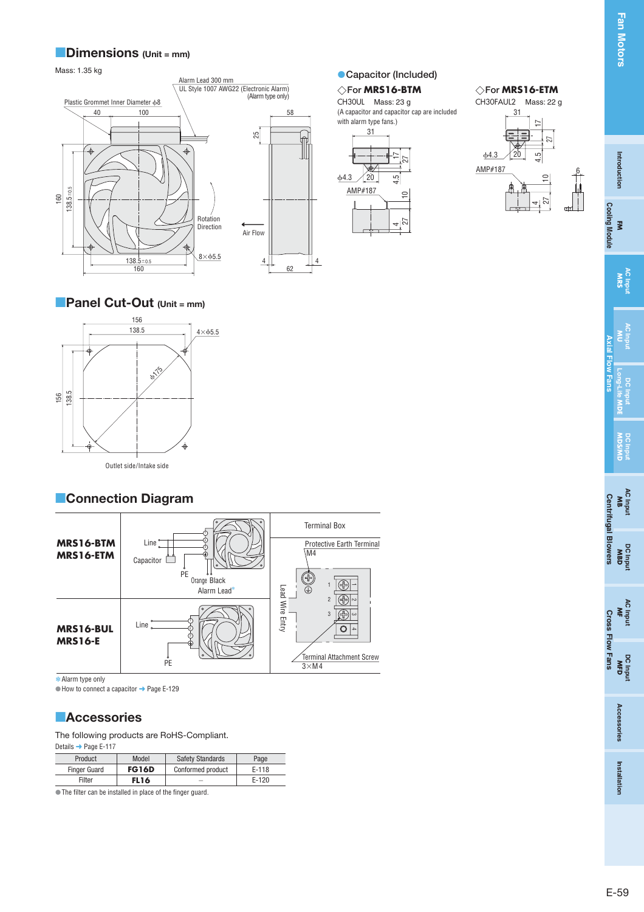## Dimensions (Unit = mm)

Mass: 1.35 kg

Alarm Lead 300 mm
UL Style 1007 AWG22 (Electronic Alarm)
(Alarm type only)

Plastic Grommet Inner Diameter ϕ8

40
100
58
25
160
138.5±0.5
Rotation Direction
Air Flow
138.5±0.5
160
8×ϕ5.5
4
62
4

### Capacitor (Included)

◇For **MRS16-BTM**

CH30UL Mass: 23 g

(A capacitor and capacitor cap are included with alarm type fans.)

31
17
27
ϕ4.3
20
4.5
AMP#187
10
4
27

◇For **MRS16-ETM**

CH30FAUL2 Mass: 22 g

31
17
27
ϕ4.3
20
4.5
AMP#187
6
10
4
27

## Panel Cut-Out (Unit = mm)

156
138.5
4×ϕ5.5
ϕ175
156
138.5

Outlet side/Intake side

## Connection Diagram

**MRS16-BTM**
**MRS16-ETM**

Line
Capacitor
PE
Orange Black
Alarm Lead*

**MRS16-BUL**
**MRS16-E**

Line
PE

Terminal Box
Protective Earth Terminal
M4
Lead Wire Entry
1
2
3
4
Terminal Attachment Screw
3×M4

*Alarm type only

●How to connect a capacitor ➜ Page E-129

## Accessories

The following products are RoHS-Compliant.

Details ➜ Page E-117

| Product | Model | Safety Standards | Page |
|---|---|---|---|
| Finger Guard | **FG16D** | Conformed product | E-118 |
| Filter | **FL16** | – | E-120 |

●The filter can be installed in place of the finger guard.